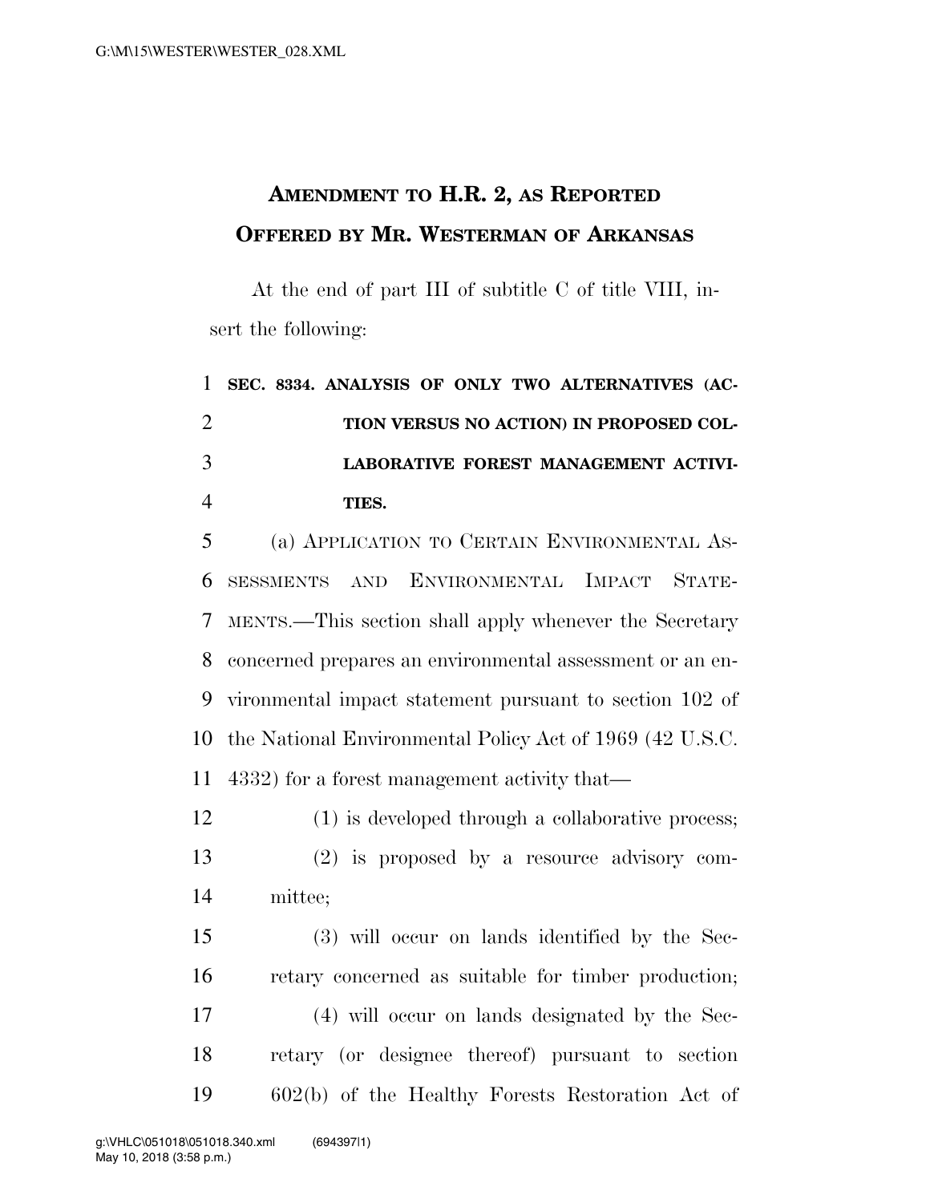# AMENDMENT TO H.R. 2, AS REPORTED
# OFFERED BY MR. WESTERMAN OF ARKANSAS

At the end of part III of subtitle C of title VIII, insert the following:

**SEC. 8334. ANALYSIS OF ONLY TWO ALTERNATIVES (ACTION VERSUS NO ACTION) IN PROPOSED COLLABORATIVE FOREST MANAGEMENT ACTIVITIES.**

(a) APPLICATION TO CERTAIN ENVIRONMENTAL ASSESSMENTS AND ENVIRONMENTAL IMPACT STATEMENTS.—This section shall apply whenever the Secretary concerned prepares an environmental assessment or an environmental impact statement pursuant to section 102 of the National Environmental Policy Act of 1969 (42 U.S.C. 4332) for a forest management activity that—

(1) is developed through a collaborative process;

(2) is proposed by a resource advisory committee;

(3) will occur on lands identified by the Secretary concerned as suitable for timber production;

(4) will occur on lands designated by the Secretary (or designee thereof) pursuant to section 602(b) of the Healthy Forests Restoration Act of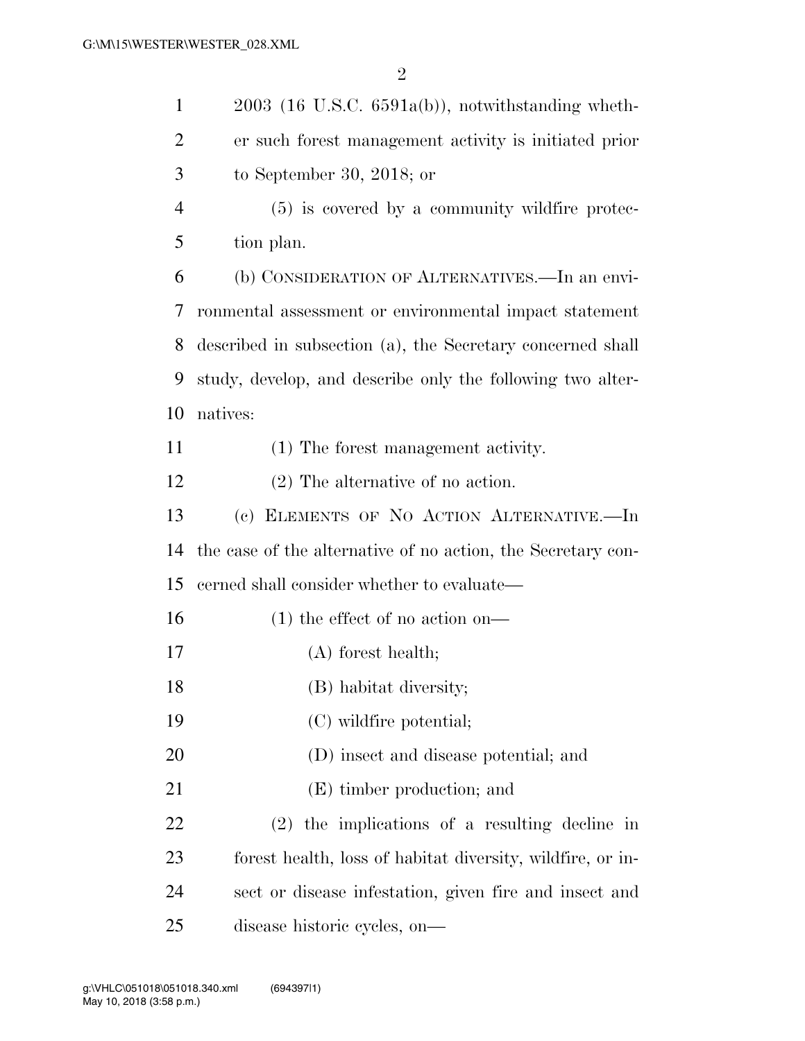2003 (16 U.S.C. 6591a(b)), notwithstanding whether such forest management activity is initiated prior to September 30, 2018; or

(5) is covered by a community wildfire protection plan.

(b) CONSIDERATION OF ALTERNATIVES.—In an environmental assessment or environmental impact statement described in subsection (a), the Secretary concerned shall study, develop, and describe only the following two alternatives:

(1) The forest management activity.

(2) The alternative of no action.

(c) ELEMENTS OF NO ACTION ALTERNATIVE.—In the case of the alternative of no action, the Secretary concerned shall consider whether to evaluate—

(1) the effect of no action on—

(A) forest health;

(B) habitat diversity;

(C) wildfire potential;

(D) insect and disease potential; and

(E) timber production; and

(2) the implications of a resulting decline in forest health, loss of habitat diversity, wildfire, or insect or disease infestation, given fire and insect and disease historic cycles, on—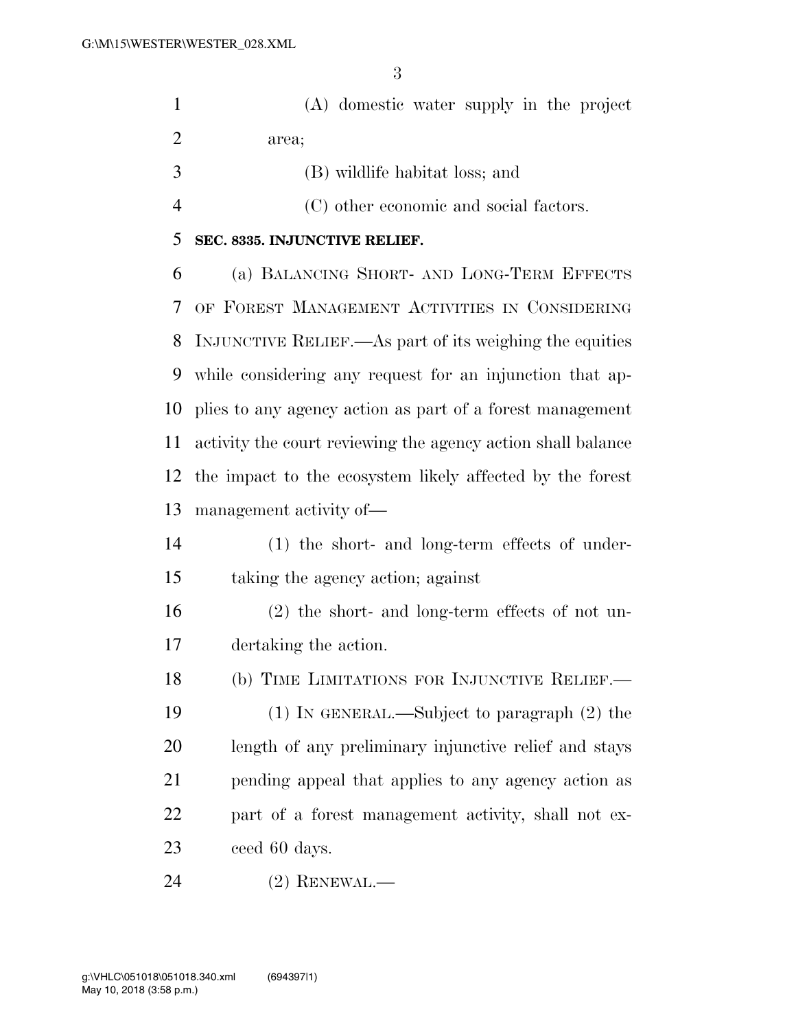(A) domestic water supply in the project area;

(B) wildlife habitat loss; and

(C) other economic and social factors.

**SEC. 8335. INJUNCTIVE RELIEF.**

(a) BALANCING SHORT- AND LONG-TERM EFFECTS OF FOREST MANAGEMENT ACTIVITIES IN CONSIDERING INJUNCTIVE RELIEF.—As part of its weighing the equities while considering any request for an injunction that applies to any agency action as part of a forest management activity the court reviewing the agency action shall balance the impact to the ecosystem likely affected by the forest management activity of—

(1) the short- and long-term effects of undertaking the agency action; against

(2) the short- and long-term effects of not undertaking the action.

(b) TIME LIMITATIONS FOR INJUNCTIVE RELIEF.—

(1) IN GENERAL.—Subject to paragraph (2) the length of any preliminary injunctive relief and stays pending appeal that applies to any agency action as part of a forest management activity, shall not exceed 60 days.

(2) RENEWAL.—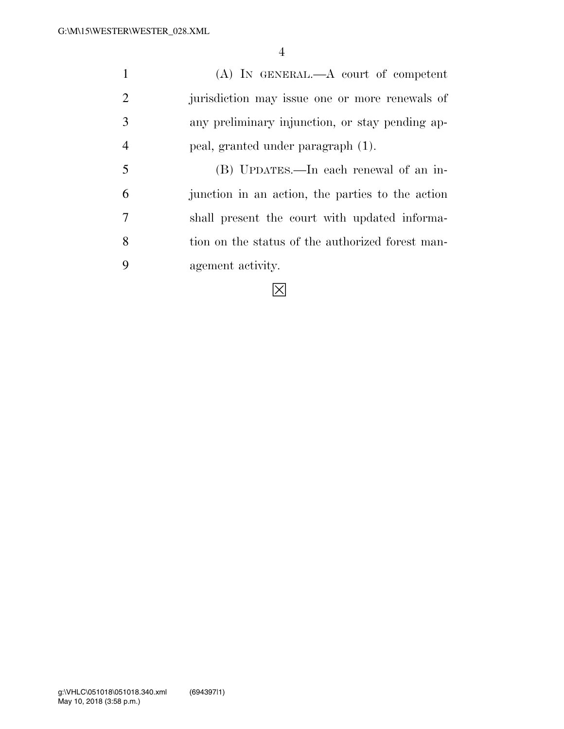(A) IN GENERAL.—A court of competent jurisdiction may issue one or more renewals of any preliminary injunction, or stay pending appeal, granted under paragraph (1).

(B) UPDATES.—In each renewal of an injunction in an action, the parties to the action shall present the court with updated information on the status of the authorized forest management activity.